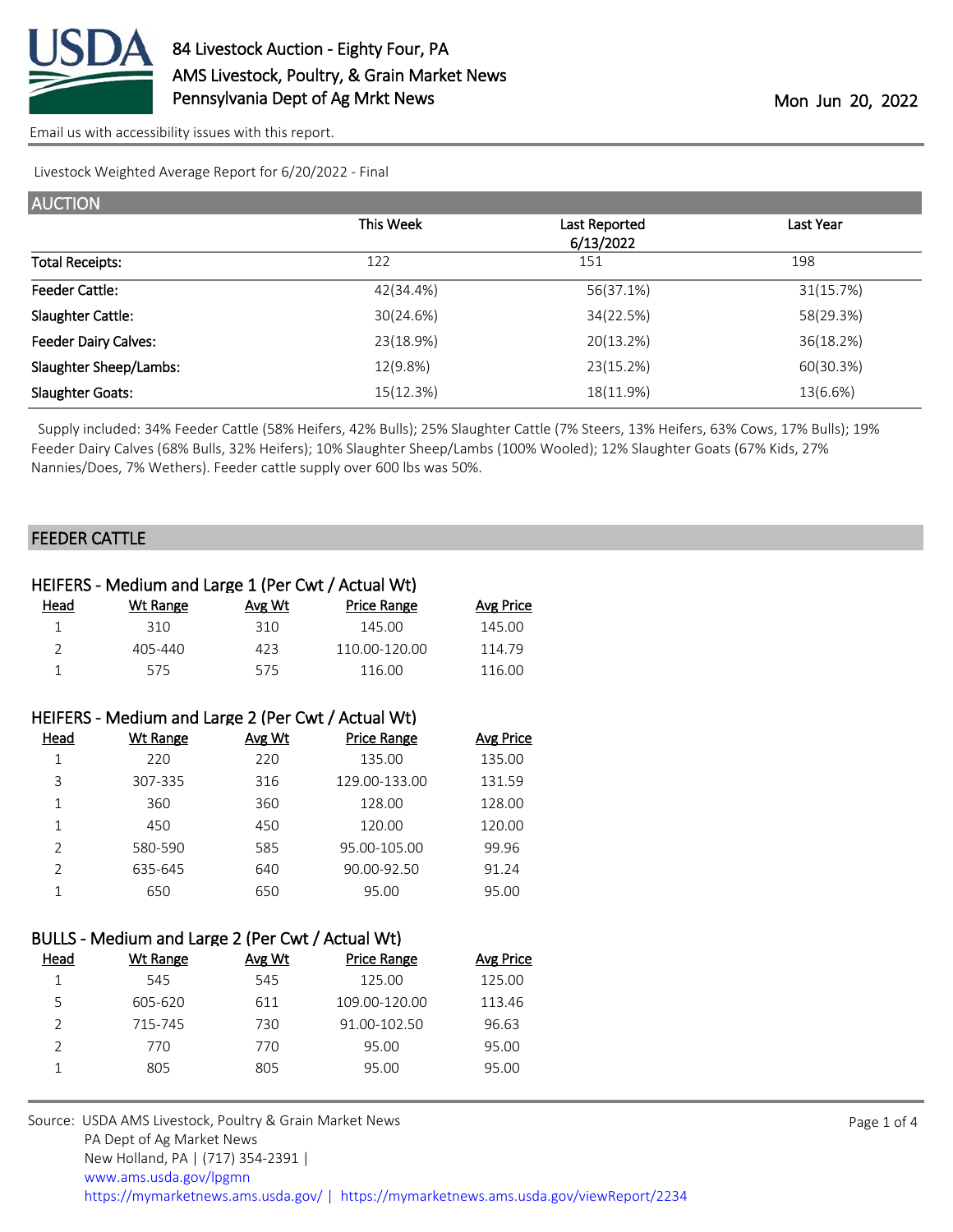# 84 Livestock Auction - Eighty Four, PA

AMS Livestock, Poultry, & Grain Market News
Pennsylvania Dept of Ag Mrkt News

Mon Jun 20, 2022

Email us with accessibility issues with this report.

Livestock Weighted Average Report for 6/20/2022 - Final

## AUCTION

| | This Week | Last Reported 6/13/2022 | Last Year |
|---|---|---|---|
| Total Receipts: | 122 | 151 | 198 |
| Feeder Cattle: | 42(34.4%) | 56(37.1%) | 31(15.7%) |
| Slaughter Cattle: | 30(24.6%) | 34(22.5%) | 58(29.3%) |
| Feeder Dairy Calves: | 23(18.9%) | 20(13.2%) | 36(18.2%) |
| Slaughter Sheep/Lambs: | 12(9.8%) | 23(15.2%) | 60(30.3%) |
| Slaughter Goats: | 15(12.3%) | 18(11.9%) | 13(6.6%) |

Supply included: 34% Feeder Cattle (58% Heifers, 42% Bulls); 25% Slaughter Cattle (7% Steers, 13% Heifers, 63% Cows, 17% Bulls); 19% Feeder Dairy Calves (68% Bulls, 32% Heifers); 10% Slaughter Sheep/Lambs (100% Wooled); 12% Slaughter Goats (67% Kids, 27% Nannies/Does, 7% Wethers). Feeder cattle supply over 600 lbs was 50%.

## FEEDER CATTLE

### HEIFERS - Medium and Large 1 (Per Cwt / Actual Wt)

| Head | Wt Range | Avg Wt | Price Range | Avg Price |
|---|---|---|---|---|
| 1 | 310 | 310 | 145.00 | 145.00 |
| 2 | 405-440 | 423 | 110.00-120.00 | 114.79 |
| 1 | 575 | 575 | 116.00 | 116.00 |

### HEIFERS - Medium and Large 2 (Per Cwt / Actual Wt)

| Head | Wt Range | Avg Wt | Price Range | Avg Price |
|---|---|---|---|---|
| 1 | 220 | 220 | 135.00 | 135.00 |
| 3 | 307-335 | 316 | 129.00-133.00 | 131.59 |
| 1 | 360 | 360 | 128.00 | 128.00 |
| 1 | 450 | 450 | 120.00 | 120.00 |
| 2 | 580-590 | 585 | 95.00-105.00 | 99.96 |
| 2 | 635-645 | 640 | 90.00-92.50 | 91.24 |
| 1 | 650 | 650 | 95.00 | 95.00 |

### BULLS - Medium and Large 2 (Per Cwt / Actual Wt)

| Head | Wt Range | Avg Wt | Price Range | Avg Price |
|---|---|---|---|---|
| 1 | 545 | 545 | 125.00 | 125.00 |
| 5 | 605-620 | 611 | 109.00-120.00 | 113.46 |
| 2 | 715-745 | 730 | 91.00-102.50 | 96.63 |
| 2 | 770 | 770 | 95.00 | 95.00 |
| 1 | 805 | 805 | 95.00 | 95.00 |

Source: USDA AMS Livestock, Poultry & Grain Market News
PA Dept of Ag Market News
New Holland, PA | (717) 354-2391 |
www.ams.usda.gov/lpgmn
https://mymarketnews.ams.usda.gov/ | https://mymarketnews.ams.usda.gov/viewReport/2234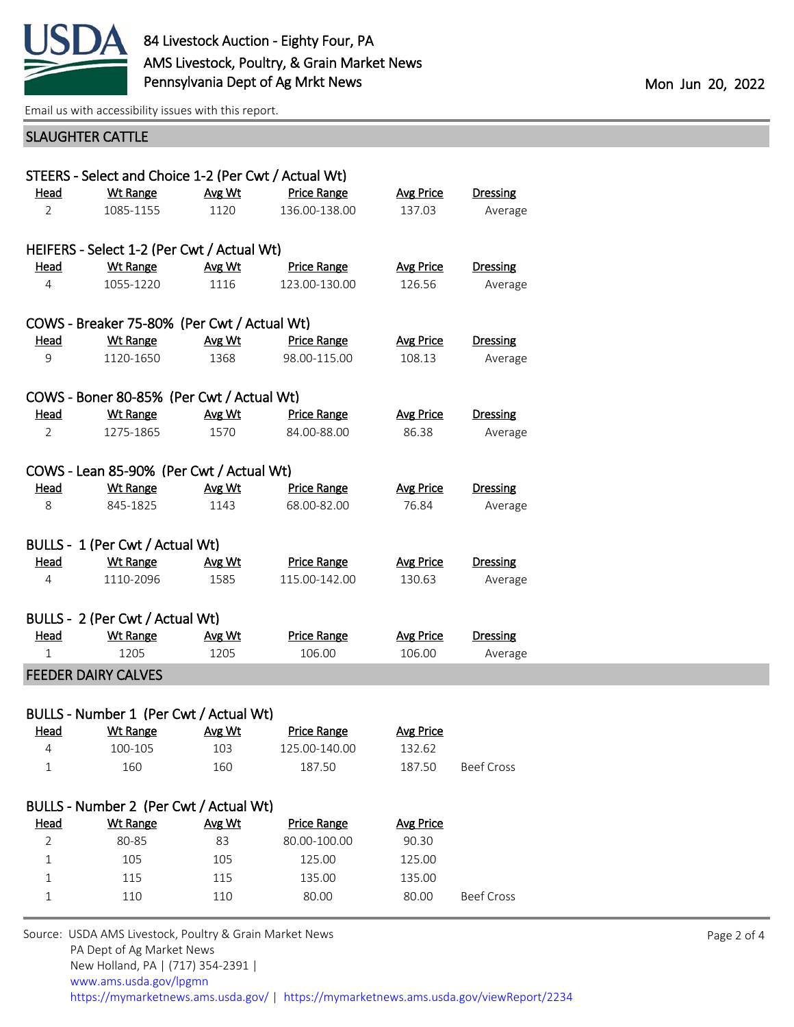84 Livestock Auction - Eighty Four, PA
AMS Livestock, Poultry, & Grain Market News
Pennsylvania Dept of Ag Mrkt News

Mon Jun 20, 2022

Email us with accessibility issues with this report.

## SLAUGHTER CATTLE

### STEERS - Select and Choice 1-2 (Per Cwt / Actual Wt)

| Head | Wt Range | Avg Wt | Price Range | Avg Price | Dressing |
|---|---|---|---|---|---|
| 2 | 1085-1155 | 1120 | 136.00-138.00 | 137.03 | Average |

### HEIFERS - Select 1-2 (Per Cwt / Actual Wt)

| Head | Wt Range | Avg Wt | Price Range | Avg Price | Dressing |
|---|---|---|---|---|---|
| 4 | 1055-1220 | 1116 | 123.00-130.00 | 126.56 | Average |

### COWS - Breaker 75-80% (Per Cwt / Actual Wt)

| Head | Wt Range | Avg Wt | Price Range | Avg Price | Dressing |
|---|---|---|---|---|---|
| 9 | 1120-1650 | 1368 | 98.00-115.00 | 108.13 | Average |

### COWS - Boner 80-85% (Per Cwt / Actual Wt)

| Head | Wt Range | Avg Wt | Price Range | Avg Price | Dressing |
|---|---|---|---|---|---|
| 2 | 1275-1865 | 1570 | 84.00-88.00 | 86.38 | Average |

### COWS - Lean 85-90% (Per Cwt / Actual Wt)

| Head | Wt Range | Avg Wt | Price Range | Avg Price | Dressing |
|---|---|---|---|---|---|
| 8 | 845-1825 | 1143 | 68.00-82.00 | 76.84 | Average |

### BULLS - 1 (Per Cwt / Actual Wt)

| Head | Wt Range | Avg Wt | Price Range | Avg Price | Dressing |
|---|---|---|---|---|---|
| 4 | 1110-2096 | 1585 | 115.00-142.00 | 130.63 | Average |

### BULLS - 2 (Per Cwt / Actual Wt)

| Head | Wt Range | Avg Wt | Price Range | Avg Price | Dressing |
|---|---|---|---|---|---|
| 1 | 1205 | 1205 | 106.00 | 106.00 | Average |

## FEEDER DAIRY CALVES

### BULLS - Number 1 (Per Cwt / Actual Wt)

| Head | Wt Range | Avg Wt | Price Range | Avg Price | |
|---|---|---|---|---|---|
| 4 | 100-105 | 103 | 125.00-140.00 | 132.62 | |
| 1 | 160 | 160 | 187.50 | 187.50 | Beef Cross |

### BULLS - Number 2 (Per Cwt / Actual Wt)

| Head | Wt Range | Avg Wt | Price Range | Avg Price | |
|---|---|---|---|---|---|
| 2 | 80-85 | 83 | 80.00-100.00 | 90.30 | |
| 1 | 105 | 105 | 125.00 | 125.00 | |
| 1 | 115 | 115 | 135.00 | 135.00 | |
| 1 | 110 | 110 | 80.00 | 80.00 | Beef Cross |

Source: USDA AMS Livestock, Poultry & Grain Market News
PA Dept of Ag Market News
New Holland, PA | (717) 354-2391 |
www.ams.usda.gov/lpgmn
https://mymarketnews.ams.usda.gov/ | https://mymarketnews.ams.usda.gov/viewReport/2234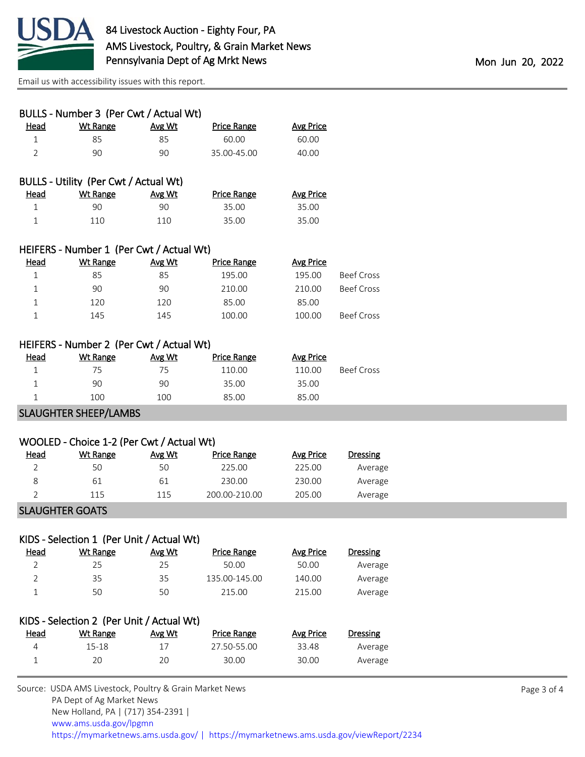84 Livestock Auction - Eighty Four, PA
AMS Livestock, Poultry, & Grain Market News
Pennsylvania Dept of Ag Mrkt News

Mon Jun 20, 2022

Email us with accessibility issues with this report.

### BULLS - Number 3 (Per Cwt / Actual Wt)

| Head | Wt Range | Avg Wt | Price Range | Avg Price |
|---|---|---|---|---|
| 1 | 85 | 85 | 60.00 | 60.00 |
| 2 | 90 | 90 | 35.00-45.00 | 40.00 |

### BULLS - Utility (Per Cwt / Actual Wt)

| Head | Wt Range | Avg Wt | Price Range | Avg Price |
|---|---|---|---|---|
| 1 | 90 | 90 | 35.00 | 35.00 |
| 1 | 110 | 110 | 35.00 | 35.00 |

### HEIFERS - Number 1 (Per Cwt / Actual Wt)

| Head | Wt Range | Avg Wt | Price Range | Avg Price | |
|---|---|---|---|---|---|
| 1 | 85 | 85 | 195.00 | 195.00 | Beef Cross |
| 1 | 90 | 90 | 210.00 | 210.00 | Beef Cross |
| 1 | 120 | 120 | 85.00 | 85.00 | |
| 1 | 145 | 145 | 100.00 | 100.00 | Beef Cross |

### HEIFERS - Number 2 (Per Cwt / Actual Wt)

| Head | Wt Range | Avg Wt | Price Range | Avg Price | |
|---|---|---|---|---|---|
| 1 | 75 | 75 | 110.00 | 110.00 | Beef Cross |
| 1 | 90 | 90 | 35.00 | 35.00 | |
| 1 | 100 | 100 | 85.00 | 85.00 | |

## SLAUGHTER SHEEP/LAMBS

### WOOLED - Choice 1-2 (Per Cwt / Actual Wt)

| Head | Wt Range | Avg Wt | Price Range | Avg Price | Dressing |
|---|---|---|---|---|---|
| 2 | 50 | 50 | 225.00 | 225.00 | Average |
| 8 | 61 | 61 | 230.00 | 230.00 | Average |
| 2 | 115 | 115 | 200.00-210.00 | 205.00 | Average |

## SLAUGHTER GOATS

### KIDS - Selection 1 (Per Unit / Actual Wt)

| Head | Wt Range | Avg Wt | Price Range | Avg Price | Dressing |
|---|---|---|---|---|---|
| 2 | 25 | 25 | 50.00 | 50.00 | Average |
| 2 | 35 | 35 | 135.00-145.00 | 140.00 | Average |
| 1 | 50 | 50 | 215.00 | 215.00 | Average |

### KIDS - Selection 2 (Per Unit / Actual Wt)

| Head | Wt Range | Avg Wt | Price Range | Avg Price | Dressing |
|---|---|---|---|---|---|
| 4 | 15-18 | 17 | 27.50-55.00 | 33.48 | Average |
| 1 | 20 | 20 | 30.00 | 30.00 | Average |

Source: USDA AMS Livestock, Poultry & Grain Market News
PA Dept of Ag Market News
New Holland, PA | (717) 354-2391 |
www.ams.usda.gov/lpgmn
https://mymarketnews.ams.usda.gov/ | https://mymarketnews.ams.usda.gov/viewReport/2234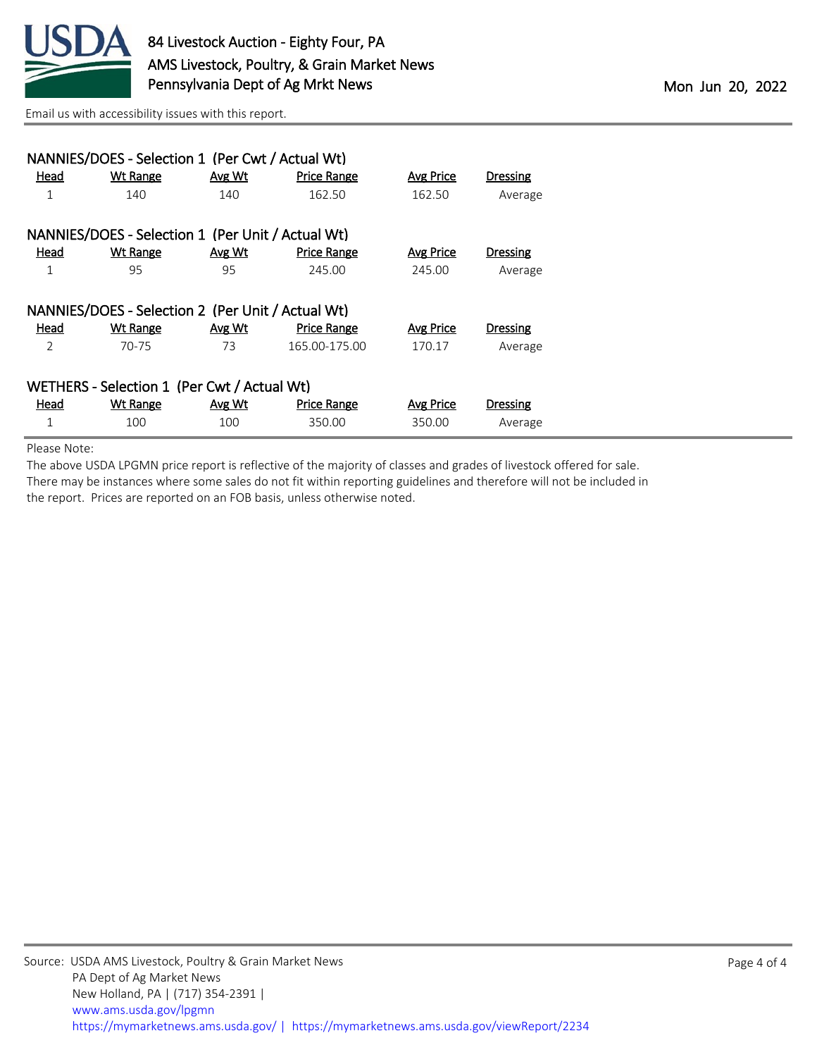Email us with accessibility issues with this report.

### NANNIES/DOES - Selection 1 (Per Cwt / Actual Wt)

| Head | Wt Range | Avg Wt | Price Range | Avg Price | Dressing |
|---|---|---|---|---|---|
| 1 | 140 | 140 | 162.50 | 162.50 | Average |

### NANNIES/DOES - Selection 1 (Per Unit / Actual Wt)

| Head | Wt Range | Avg Wt | Price Range | Avg Price | Dressing |
|---|---|---|---|---|---|
| 1 | 95 | 95 | 245.00 | 245.00 | Average |

### NANNIES/DOES - Selection 2 (Per Unit / Actual Wt)

| Head | Wt Range | Avg Wt | Price Range | Avg Price | Dressing |
|---|---|---|---|---|---|
| 2 | 70-75 | 73 | 165.00-175.00 | 170.17 | Average |

### WETHERS - Selection 1 (Per Cwt / Actual Wt)

| Head | Wt Range | Avg Wt | Price Range | Avg Price | Dressing |
|---|---|---|---|---|---|
| 1 | 100 | 100 | 350.00 | 350.00 | Average |

Please Note:

The above USDA LPGMN price report is reflective of the majority of classes and grades of livestock offered for sale. There may be instances where some sales do not fit within reporting guidelines and therefore will not be included in the report. Prices are reported on an FOB basis, unless otherwise noted.

Source: USDA AMS Livestock, Poultry & Grain Market News
PA Dept of Ag Market News
New Holland, PA | (717) 354-2391 |
www.ams.usda.gov/lpgmn
https://mymarketnews.ams.usda.gov/ | https://mymarketnews.ams.usda.gov/viewReport/2234